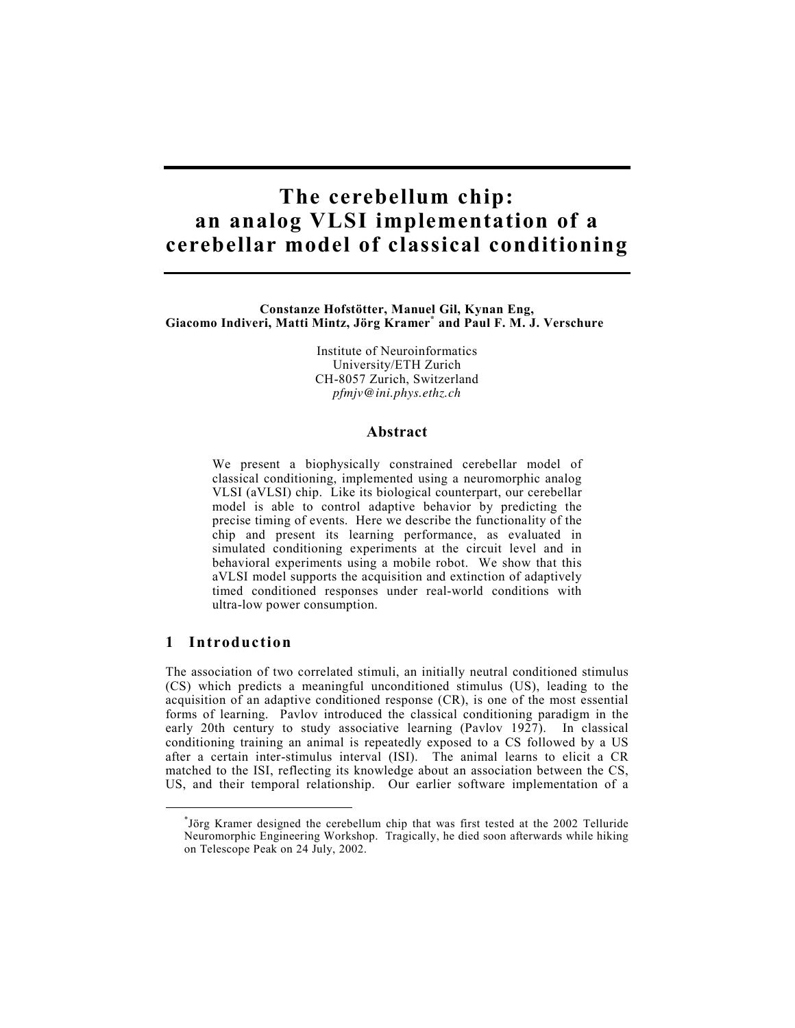# The cerebellum chip: an analog VLSI implementation of a cerebellar model of classical conditioning

**Constanze Hofstötter, Manuel Gil, Kynan Eng, Giacomo Indiveri, Matti Mintz, Jörg Kramer[*] and Paul F. M. J. Verschure**

Institute of Neuroinformatics
University/ETH Zurich
CH-8057 Zurich, Switzerland
*pfmjv@ini.phys.ethz.ch*

## Abstract

We present a biophysically constrained cerebellar model of classical conditioning, implemented using a neuromorphic analog VLSI (aVLSI) chip. Like its biological counterpart, our cerebellar model is able to control adaptive behavior by predicting the precise timing of events. Here we describe the functionality of the chip and present its learning performance, as evaluated in simulated conditioning experiments at the circuit level and in behavioral experiments using a mobile robot. We show that this aVLSI model supports the acquisition and extinction of adaptively timed conditioned responses under real-world conditions with ultra-low power consumption.

## 1 Introduction

The association of two correlated stimuli, an initially neutral conditioned stimulus (CS) which predicts a meaningful unconditioned stimulus (US), leading to the acquisition of an adaptive conditioned response (CR), is one of the most essential forms of learning. Pavlov introduced the classical conditioning paradigm in the early 20th century to study associative learning (Pavlov 1927). In classical conditioning training an animal is repeatedly exposed to a CS followed by a US after a certain inter-stimulus interval (ISI). The animal learns to elicit a CR matched to the ISI, reflecting its knowledge about an association between the CS, US, and their temporal relationship. Our earlier software implementation of a

---

[*] Jörg Kramer designed the cerebellum chip that was first tested at the 2002 Telluride Neuromorphic Engineering Workshop. Tragically, he died soon afterwards while hiking on Telescope Peak on 24 July, 2002.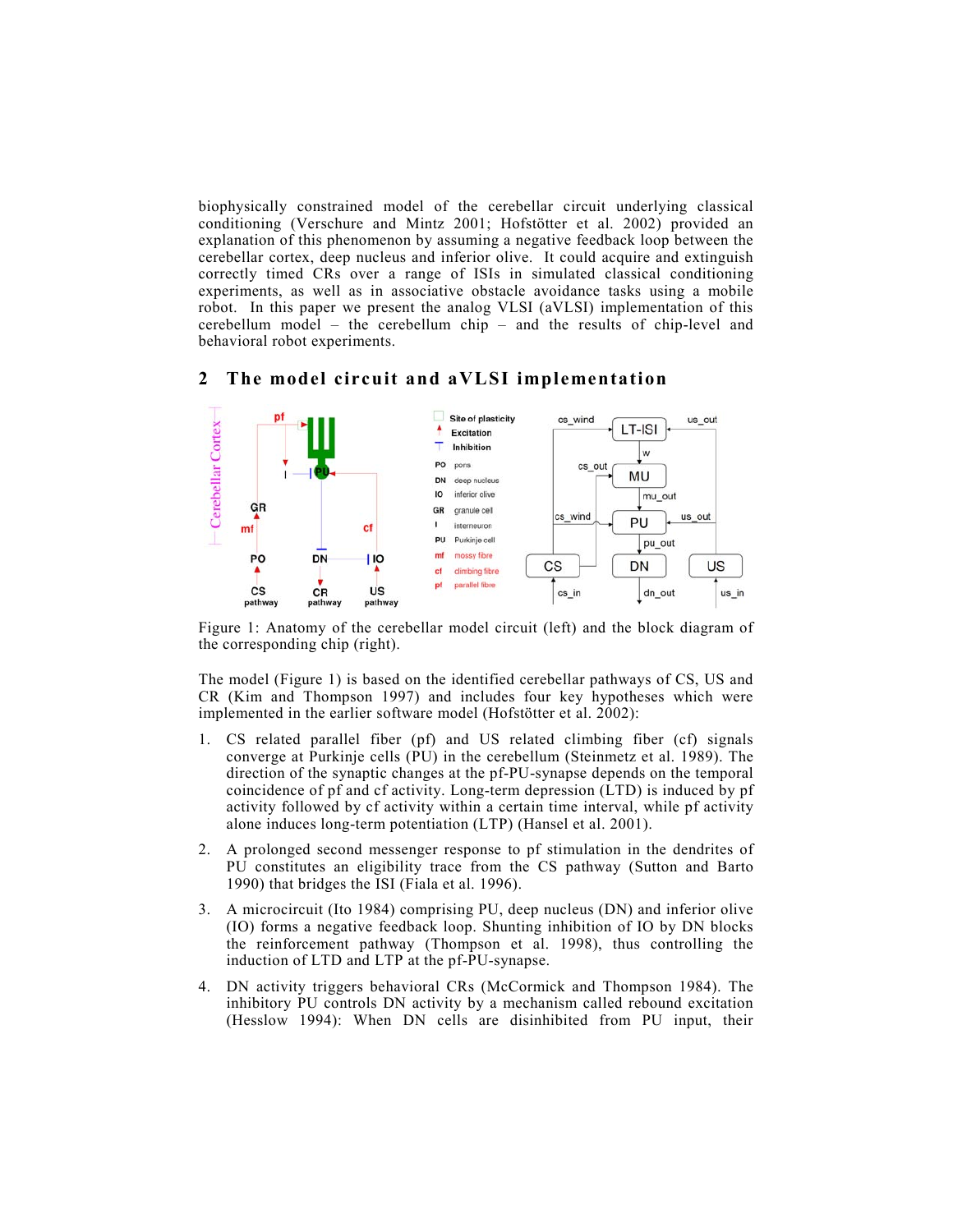biophysically constrained model of the cerebellar circuit underlying classical conditioning (Verschure and Mintz 2001; Hofstötter et al. 2002) provided an explanation of this phenomenon by assuming a negative feedback loop between the cerebellar cortex, deep nucleus and inferior olive. It could acquire and extinguish correctly timed CRs over a range of ISIs in simulated classical conditioning experiments, as well as in associative obstacle avoidance tasks using a mobile robot. In this paper we present the analog VLSI (aVLSI) implementation of this cerebellum model – the cerebellum chip – and the results of chip-level and behavioral robot experiments.

## 2 The model circuit and aVLSI implementation

Figure 1: Anatomy of the cerebellar model circuit (left) and the block diagram of the corresponding chip (right).

The model (Figure 1) is based on the identified cerebellar pathways of CS, US and CR (Kim and Thompson 1997) and includes four key hypotheses which were implemented in the earlier software model (Hofstötter et al. 2002):

1. CS related parallel fiber (pf) and US related climbing fiber (cf) signals converge at Purkinje cells (PU) in the cerebellum (Steinmetz et al. 1989). The direction of the synaptic changes at the pf-PU-synapse depends on the temporal coincidence of pf and cf activity. Long-term depression (LTD) is induced by pf activity followed by cf activity within a certain time interval, while pf activity alone induces long-term potentiation (LTP) (Hansel et al. 2001).
2. A prolonged second messenger response to pf stimulation in the dendrites of PU constitutes an eligibility trace from the CS pathway (Sutton and Barto 1990) that bridges the ISI (Fiala et al. 1996).
3. A microcircuit (Ito 1984) comprising PU, deep nucleus (DN) and inferior olive (IO) forms a negative feedback loop. Shunting inhibition of IO by DN blocks the reinforcement pathway (Thompson et al. 1998), thus controlling the induction of LTD and LTP at the pf-PU-synapse.
4. DN activity triggers behavioral CRs (McCormick and Thompson 1984). The inhibitory PU controls DN activity by a mechanism called rebound excitation (Hesslow 1994): When DN cells are disinhibited from PU input, their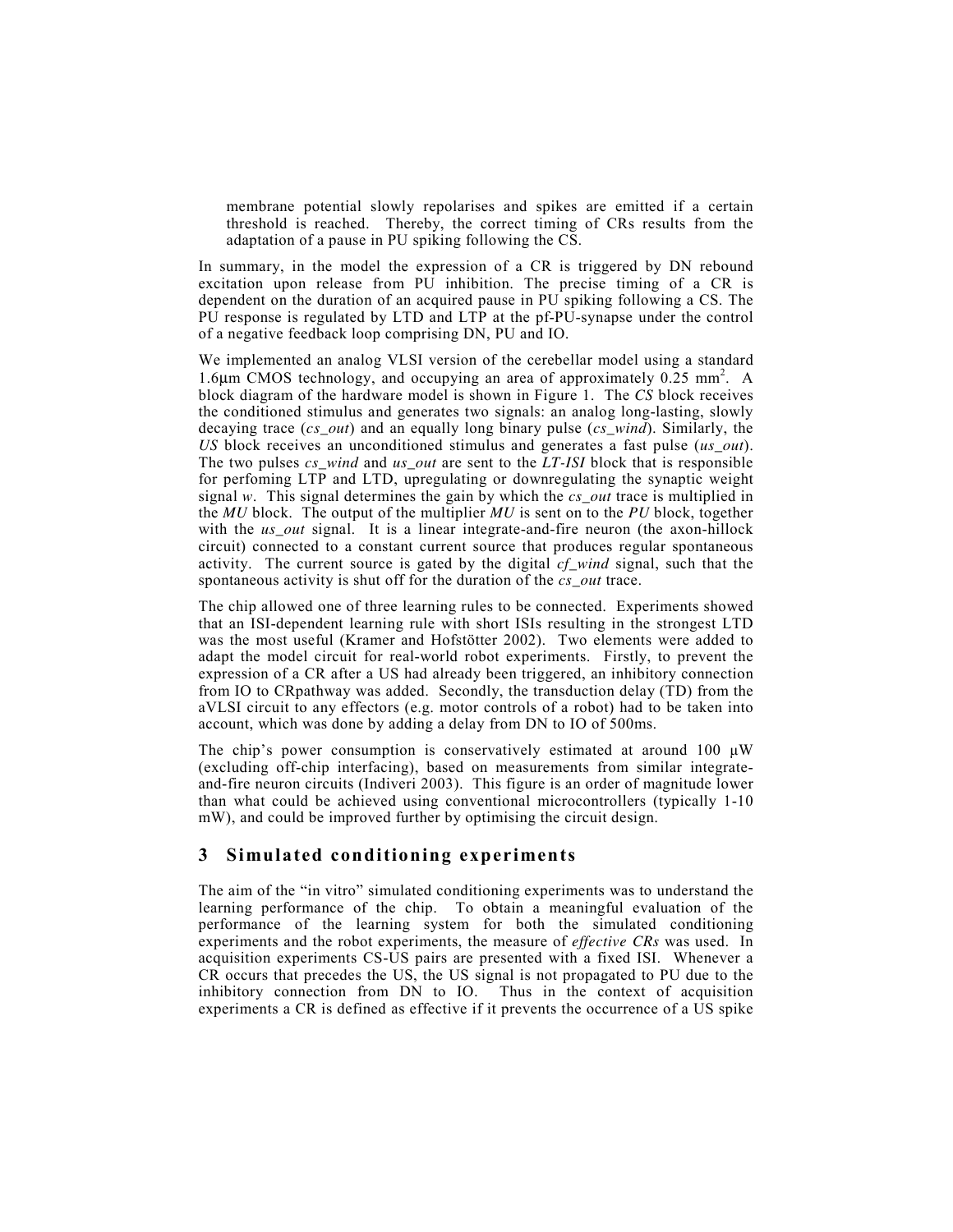membrane potential slowly repolarises and spikes are emitted if a certain threshold is reached. Thereby, the correct timing of CRs results from the adaptation of a pause in PU spiking following the CS.

In summary, in the model the expression of a CR is triggered by DN rebound excitation upon release from PU inhibition. The precise timing of a CR is dependent on the duration of an acquired pause in PU spiking following a CS. The PU response is regulated by LTD and LTP at the pf-PU-synapse under the control of a negative feedback loop comprising DN, PU and IO.

We implemented an analog VLSI version of the cerebellar model using a standard 1.6μm CMOS technology, and occupying an area of approximately 0.25 mm$^2$. A block diagram of the hardware model is shown in Figure 1. The *CS* block receives the conditioned stimulus and generates two signals: an analog long-lasting, slowly decaying trace (*cs_out*) and an equally long binary pulse (*cs_wind*). Similarly, the *US* block receives an unconditioned stimulus and generates a fast pulse (*us_out*). The two pulses *cs_wind* and *us_out* are sent to the *LT-ISI* block that is responsible for perfoming LTP and LTD, upregulating or downregulating the synaptic weight signal *w*. This signal determines the gain by which the *cs_out* trace is multiplied in the *MU* block. The output of the multiplier *MU* is sent on to the *PU* block, together with the *us_out* signal. It is a linear integrate-and-fire neuron (the axon-hillock circuit) connected to a constant current source that produces regular spontaneous activity. The current source is gated by the digital *cf_wind* signal, such that the spontaneous activity is shut off for the duration of the *cs_out* trace.

The chip allowed one of three learning rules to be connected. Experiments showed that an ISI-dependent learning rule with short ISIs resulting in the strongest LTD was the most useful (Kramer and Hofstötter 2002). Two elements were added to adapt the model circuit for real-world robot experiments. Firstly, to prevent the expression of a CR after a US had already been triggered, an inhibitory connection from IO to CRpathway was added. Secondly, the transduction delay (TD) from the aVLSI circuit to any effectors (e.g. motor controls of a robot) had to be taken into account, which was done by adding a delay from DN to IO of 500ms.

The chip's power consumption is conservatively estimated at around 100 μW (excluding off-chip interfacing), based on measurements from similar integrate-and-fire neuron circuits (Indiveri 2003). This figure is an order of magnitude lower than what could be achieved using conventional microcontrollers (typically 1-10 mW), and could be improved further by optimising the circuit design.

## 3 Simulated conditioning experiments

The aim of the "in vitro" simulated conditioning experiments was to understand the learning performance of the chip. To obtain a meaningful evaluation of the performance of the learning system for both the simulated conditioning experiments and the robot experiments, the measure of *effective CRs* was used. In acquisition experiments CS-US pairs are presented with a fixed ISI. Whenever a CR occurs that precedes the US, the US signal is not propagated to PU due to the inhibitory connection from DN to IO. Thus in the context of acquisition experiments a CR is defined as effective if it prevents the occurrence of a US spike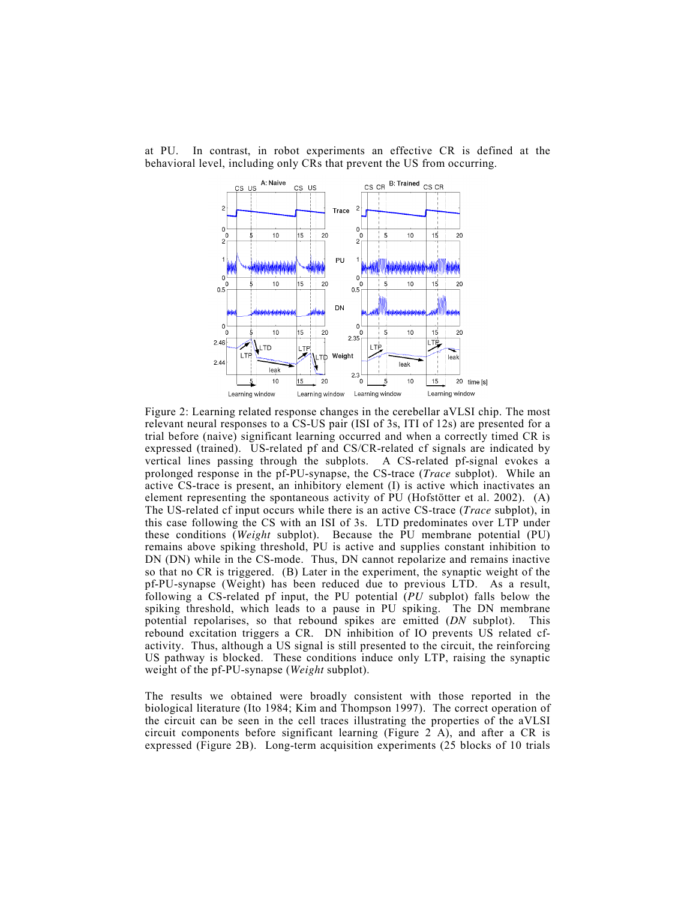at PU. In contrast, in robot experiments an effective CR is defined at the behavioral level, including only CRs that prevent the US from occurring.

Figure 2: Learning related response changes in the cerebellar aVLSI chip. The most relevant neural responses to a CS-US pair (ISI of 3s, ITI of 12s) are presented for a trial before (naive) significant learning occurred and when a correctly timed CR is expressed (trained). US-related pf and CS/CR-related cf signals are indicated by vertical lines passing through the subplots. A CS-related pf-signal evokes a prolonged response in the pf-PU-synapse, the CS-trace (*Trace* subplot). While an active CS-trace is present, an inhibitory element (I) is active which inactivates an element representing the spontaneous activity of PU (Hofstötter et al. 2002). (A) The US-related cf input occurs while there is an active CS-trace (*Trace* subplot), in this case following the CS with an ISI of 3s. LTD predominates over LTP under these conditions (*Weight* subplot). Because the PU membrane potential (PU) remains above spiking threshold, PU is active and supplies constant inhibition to DN (DN) while in the CS-mode. Thus, DN cannot repolarize and remains inactive so that no CR is triggered. (B) Later in the experiment, the synaptic weight of the pf-PU-synapse (Weight) has been reduced due to previous LTD. As a result, following a CS-related pf input, the PU potential (*PU* subplot) falls below the spiking threshold, which leads to a pause in PU spiking. The DN membrane potential repolarises, so that rebound spikes are emitted (*DN* subplot). This rebound excitation triggers a CR. DN inhibition of IO prevents US related cf-activity. Thus, although a US signal is still presented to the circuit, the reinforcing US pathway is blocked. These conditions induce only LTP, raising the synaptic weight of the pf-PU-synapse (*Weight* subplot).

The results we obtained were broadly consistent with those reported in the biological literature (Ito 1984; Kim and Thompson 1997). The correct operation of the circuit can be seen in the cell traces illustrating the properties of the aVLSI circuit components before significant learning (Figure 2 A), and after a CR is expressed (Figure 2B). Long-term acquisition experiments (25 blocks of 10 trials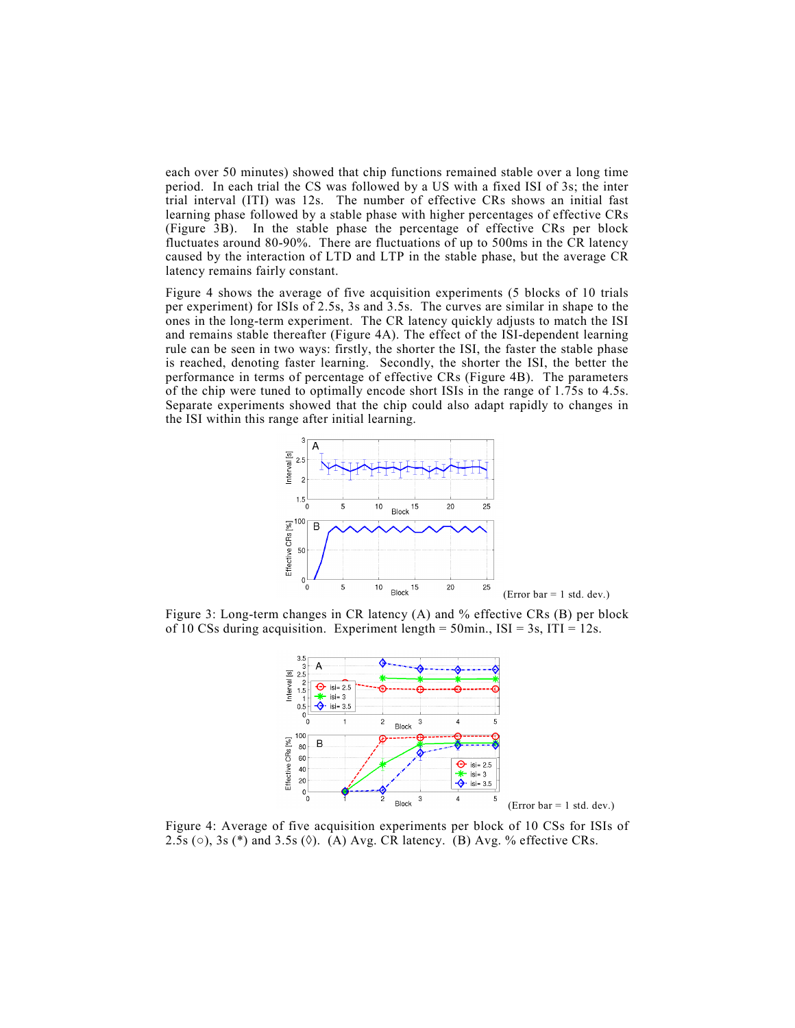each over 50 minutes) showed that chip functions remained stable over a long time period. In each trial the CS was followed by a US with a fixed ISI of 3s; the inter trial interval (ITI) was 12s. The number of effective CRs shows an initial fast learning phase followed by a stable phase with higher percentages of effective CRs (Figure 3B). In the stable phase the percentage of effective CRs per block fluctuates around 80-90%. There are fluctuations of up to 500ms in the CR latency caused by the interaction of LTD and LTP in the stable phase, but the average CR latency remains fairly constant.

Figure 4 shows the average of five acquisition experiments (5 blocks of 10 trials per experiment) for ISIs of 2.5s, 3s and 3.5s. The curves are similar in shape to the ones in the long-term experiment. The CR latency quickly adjusts to match the ISI and remains stable thereafter (Figure 4A). The effect of the ISI-dependent learning rule can be seen in two ways: firstly, the shorter the ISI, the faster the stable phase is reached, denoting faster learning. Secondly, the shorter the ISI, the better the performance in terms of percentage of effective CRs (Figure 4B). The parameters of the chip were tuned to optimally encode short ISIs in the range of 1.75s to 4.5s. Separate experiments showed that the chip could also adapt rapidly to changes in the ISI within this range after initial learning.

(Error bar = 1 std. dev.)

Figure 3: Long-term changes in CR latency (A) and % effective CRs (B) per block of 10 CSs during acquisition. Experiment length = 50min., ISI = 3s, ITI = 12s.

(Error bar = 1 std. dev.)

Figure 4: Average of five acquisition experiments per block of 10 CSs for ISIs of 2.5s (○), 3s (*) and 3.5s (◊). (A) Avg. CR latency. (B) Avg. % effective CRs.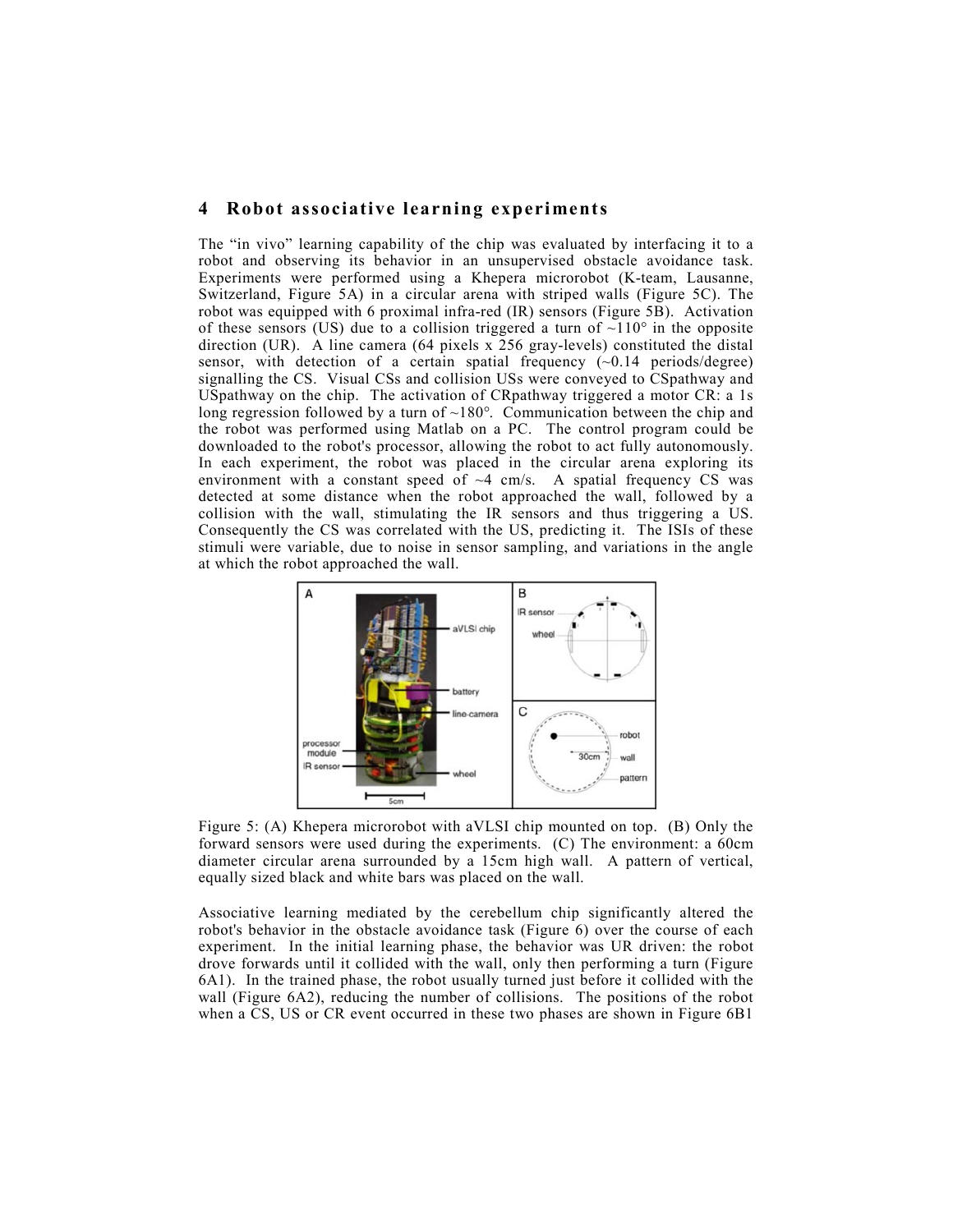## 4 Robot associative learning experiments

The "in vivo" learning capability of the chip was evaluated by interfacing it to a robot and observing its behavior in an unsupervised obstacle avoidance task. Experiments were performed using a Khepera microrobot (K-team, Lausanne, Switzerland, Figure 5A) in a circular arena with striped walls (Figure 5C). The robot was equipped with 6 proximal infra-red (IR) sensors (Figure 5B). Activation of these sensors (US) due to a collision triggered a turn of ~110° in the opposite direction (UR). A line camera (64 pixels x 256 gray-levels) constituted the distal sensor, with detection of a certain spatial frequency (~0.14 periods/degree) signalling the CS. Visual CSs and collision USs were conveyed to CSpathway and USpathway on the chip. The activation of CRpathway triggered a motor CR: a 1s long regression followed by a turn of ~180°. Communication between the chip and the robot was performed using Matlab on a PC. The control program could be downloaded to the robot's processor, allowing the robot to act fully autonomously. In each experiment, the robot was placed in the circular arena exploring its environment with a constant speed of ~4 cm/s. A spatial frequency CS was detected at some distance when the robot approached the wall, followed by a collision with the wall, stimulating the IR sensors and thus triggering a US. Consequently the CS was correlated with the US, predicting it. The ISIs of these stimuli were variable, due to noise in sensor sampling, and variations in the angle at which the robot approached the wall.

Figure 5: (A) Khepera microrobot with aVLSI chip mounted on top. (B) Only the forward sensors were used during the experiments. (C) The environment: a 60cm diameter circular arena surrounded by a 15cm high wall. A pattern of vertical, equally sized black and white bars was placed on the wall.

Associative learning mediated by the cerebellum chip significantly altered the robot's behavior in the obstacle avoidance task (Figure 6) over the course of each experiment. In the initial learning phase, the behavior was UR driven: the robot drove forwards until it collided with the wall, only then performing a turn (Figure 6A1). In the trained phase, the robot usually turned just before it collided with the wall (Figure 6A2), reducing the number of collisions. The positions of the robot when a CS, US or CR event occurred in these two phases are shown in Figure 6B1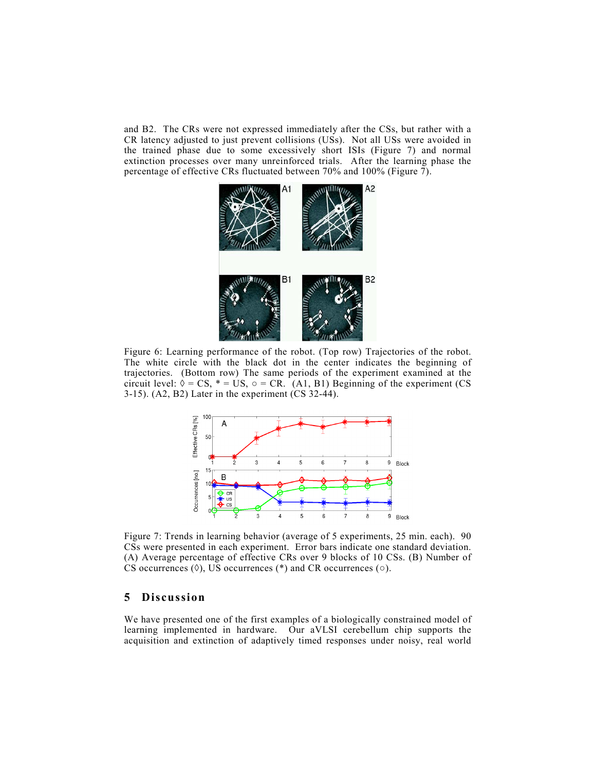and B2. The CRs were not expressed immediately after the CSs, but rather with a CR latency adjusted to just prevent collisions (USs). Not all USs were avoided in the trained phase due to some excessively short ISIs (Figure 7) and normal extinction processes over many unreinforced trials. After the learning phase the percentage of effective CRs fluctuated between 70% and 100% (Figure 7).

Figure 6: Learning performance of the robot. (Top row) Trajectories of the robot. The white circle with the black dot in the center indicates the beginning of trajectories. (Bottom row) The same periods of the experiment examined at the circuit level: ◊ = CS, * = US, ○ = CR. (A1, B1) Beginning of the experiment (CS 3-15). (A2, B2) Later in the experiment (CS 32-44).

Figure 7: Trends in learning behavior (average of 5 experiments, 25 min. each). 90 CSs were presented in each experiment. Error bars indicate one standard deviation. (A) Average percentage of effective CRs over 9 blocks of 10 CSs. (B) Number of CS occurrences (◊), US occurrences (*) and CR occurrences (○).

## 5 Discussion

We have presented one of the first examples of a biologically constrained model of learning implemented in hardware. Our aVLSI cerebellum chip supports the acquisition and extinction of adaptively timed responses under noisy, real world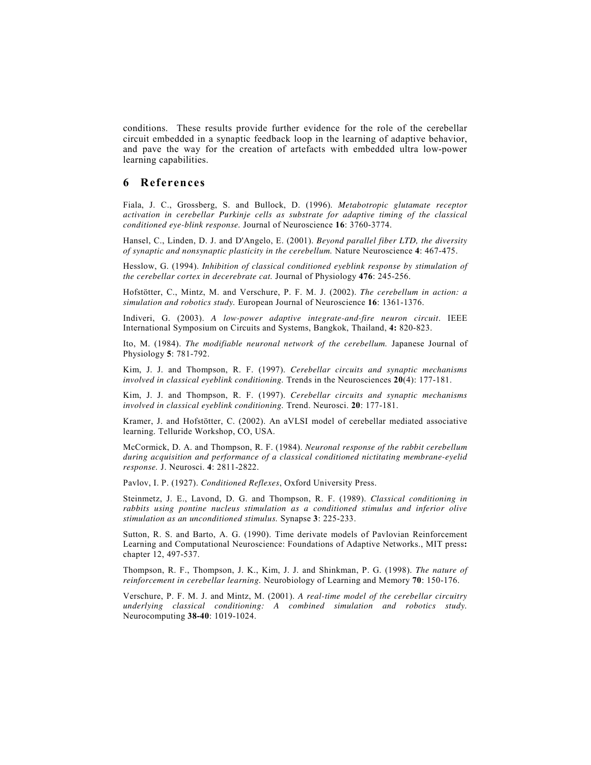conditions. These results provide further evidence for the role of the cerebellar circuit embedded in a synaptic feedback loop in the learning of adaptive behavior, and pave the way for the creation of artefacts with embedded ultra low-power learning capabilities.

## 6 References

Fiala, J. C., Grossberg, S. and Bullock, D. (1996). *Metabotropic glutamate receptor activation in cerebellar Purkinje cells as substrate for adaptive timing of the classical conditioned eye-blink response.* Journal of Neuroscience **16**: 3760-3774.

Hansel, C., Linden, D. J. and D'Angelo, E. (2001). *Beyond parallel fiber LTD, the diversity of synaptic and nonsynaptic plasticity in the cerebellum.* Nature Neuroscience **4**: 467-475.

Hesslow, G. (1994). *Inhibition of classical conditioned eyeblink response by stimulation of the cerebellar cortex in decerebrate cat.* Journal of Physiology **476**: 245-256.

Hofstötter, C., Mintz, M. and Verschure, P. F. M. J. (2002). *The cerebellum in action: a simulation and robotics study.* European Journal of Neuroscience **16**: 1361-1376.

Indiveri, G. (2003). *A low-power adaptive integrate-and-fire neuron circuit*. IEEE International Symposium on Circuits and Systems, Bangkok, Thailand, **4:** 820-823.

Ito, M. (1984). *The modifiable neuronal network of the cerebellum.* Japanese Journal of Physiology **5**: 781-792.

Kim, J. J. and Thompson, R. F. (1997). *Cerebellar circuits and synaptic mechanisms involved in classical eyeblink conditioning.* Trends in the Neurosciences **20**(4): 177-181.

Kim, J. J. and Thompson, R. F. (1997). *Cerebellar circuits and synaptic mechanisms involved in classical eyeblink conditioning.* Trend. Neurosci. **20**: 177-181.

Kramer, J. and Hofstötter, C. (2002). An aVLSI model of cerebellar mediated associative learning. Telluride Workshop, CO, USA.

McCormick, D. A. and Thompson, R. F. (1984). *Neuronal response of the rabbit cerebellum during acquisition and performance of a classical conditioned nictitating membrane-eyelid response.* J. Neurosci. **4**: 2811-2822.

Pavlov, I. P. (1927). *Conditioned Reflexes*, Oxford University Press.

Steinmetz, J. E., Lavond, D. G. and Thompson, R. F. (1989). *Classical conditioning in rabbits using pontine nucleus stimulation as a conditioned stimulus and inferior olive stimulation as an unconditioned stimulus.* Synapse **3**: 225-233.

Sutton, R. S. and Barto, A. G. (1990). Time derivate models of Pavlovian Reinforcement Learning and Computational Neuroscience: Foundations of Adaptive Networks., MIT press**:** chapter 12, 497-537.

Thompson, R. F., Thompson, J. K., Kim, J. J. and Shinkman, P. G. (1998). *The nature of reinforcement in cerebellar learning.* Neurobiology of Learning and Memory **70**: 150-176.

Verschure, P. F. M. J. and Mintz, M. (2001). *A real-time model of the cerebellar circuitry underlying classical conditioning: A combined simulation and robotics study.* Neurocomputing **38-40**: 1019-1024.